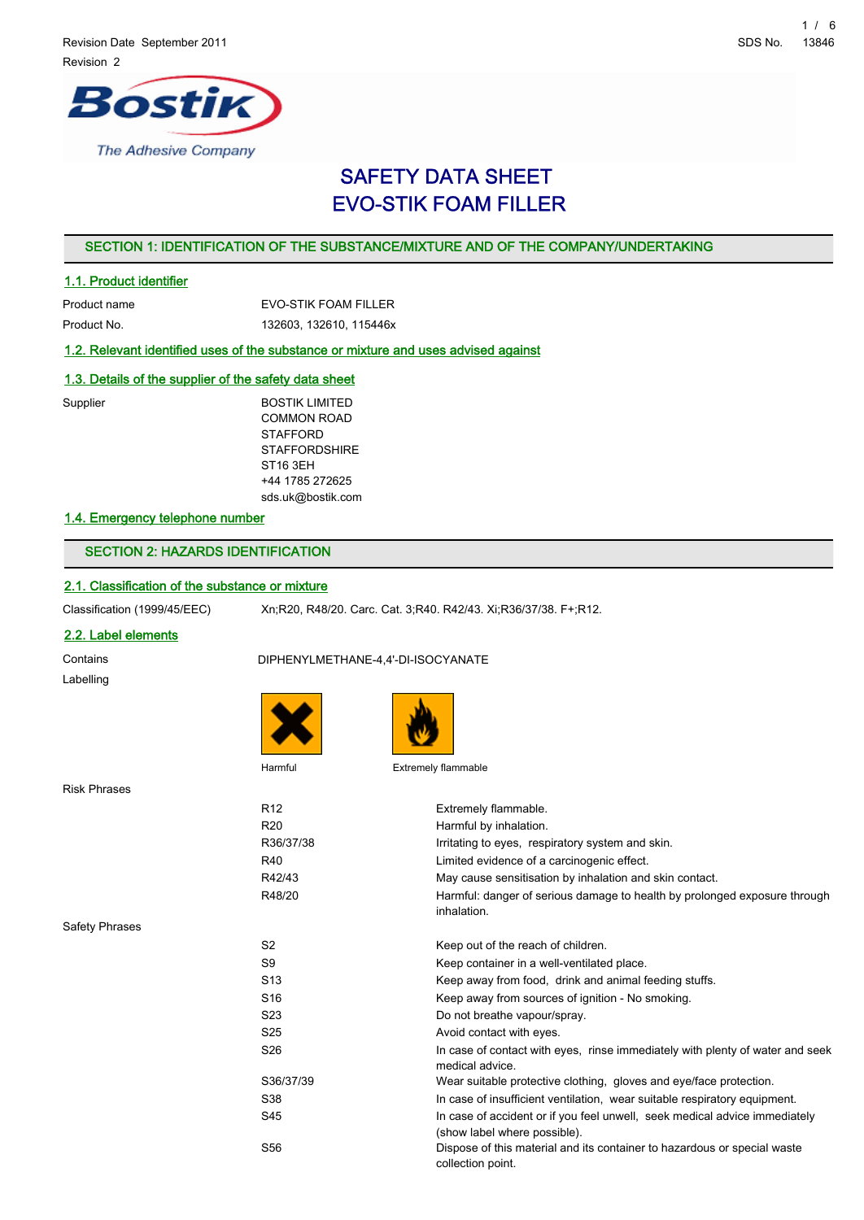Revision Date September 2011

Revision 2

SDS No. 13846

# SAFETY DATA SHEET
# EVO-STIK FOAM FILLER

## SECTION 1: IDENTIFICATION OF THE SUBSTANCE/MIXTURE AND OF THE COMPANY/UNDERTAKING

### 1.1. Product identifier

| | |
|---|---|
| Product name | EVO-STIK FOAM FILLER |
| Product No. | 132603, 132610, 115446x |

### 1.2. Relevant identified uses of the substance or mixture and uses advised against

### 1.3. Details of the supplier of the safety data sheet

Supplier

BOSTIK LIMITED
COMMON ROAD
STAFFORD
STAFFORDSHIRE
ST16 3EH
+44 1785 272625
sds.uk@bostik.com

### 1.4. Emergency telephone number

## SECTION 2: HAZARDS IDENTIFICATION

### 2.1. Classification of the substance or mixture

Classification (1999/45/EEC) Xn;R20, R48/20. Carc. Cat. 3;R40. R42/43. Xi;R36/37/38. F+;R12.

### 2.2. Label elements

Contains DIPHENYLMETHANE-4,4'-DI-ISOCYANATE

Labelling

Harmful    Extremely flammable

Risk Phrases

| | |
|---|---|
| R12 | Extremely flammable. |
| R20 | Harmful by inhalation. |
| R36/37/38 | Irritating to eyes, respiratory system and skin. |
| R40 | Limited evidence of a carcinogenic effect. |
| R42/43 | May cause sensitisation by inhalation and skin contact. |
| R48/20 | Harmful: danger of serious damage to health by prolonged exposure through inhalation. |

Safety Phrases

| | |
|---|---|
| S2 | Keep out of the reach of children. |
| S9 | Keep container in a well-ventilated place. |
| S13 | Keep away from food, drink and animal feeding stuffs. |
| S16 | Keep away from sources of ignition - No smoking. |
| S23 | Do not breathe vapour/spray. |
| S25 | Avoid contact with eyes. |
| S26 | In case of contact with eyes, rinse immediately with plenty of water and seek medical advice. |
| S36/37/39 | Wear suitable protective clothing, gloves and eye/face protection. |
| S38 | In case of insufficient ventilation, wear suitable respiratory equipment. |
| S45 | In case of accident or if you feel unwell, seek medical advice immediately (show label where possible). |
| S56 | Dispose of this material and its container to hazardous or special waste collection point. |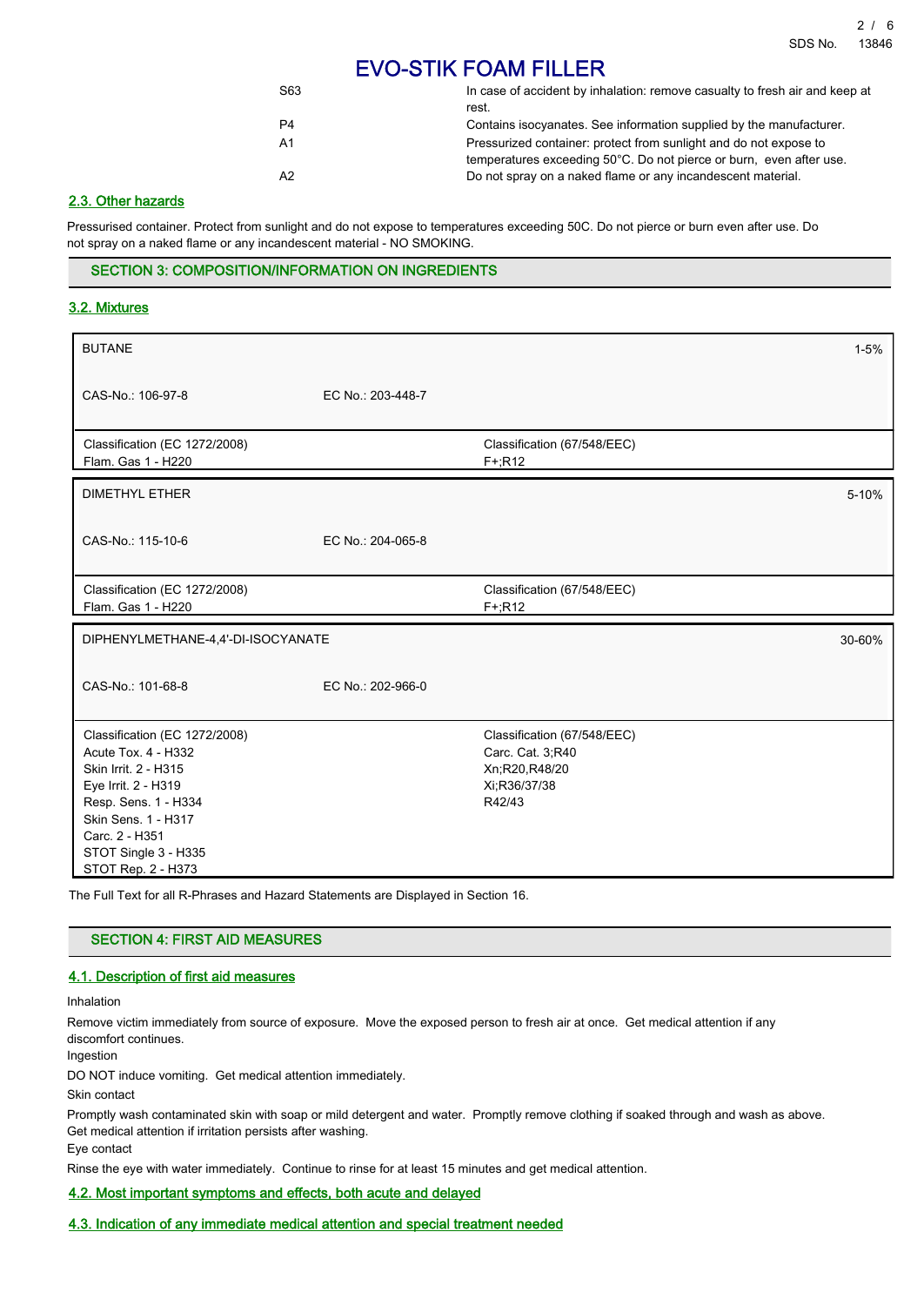# EVO-STIK FOAM FILLER

| | |
|---|---|
| S63 | In case of accident by inhalation: remove casualty to fresh air and keep at rest. |
| P4 | Contains isocyanates. See information supplied by the manufacturer. |
| A1 | Pressurized container: protect from sunlight and do not expose to temperatures exceeding 50°C. Do not pierce or burn, even after use. |
| A2 | Do not spray on a naked flame or any incandescent material. |

### 2.3. Other hazards

Pressurised container. Protect from sunlight and do not expose to temperatures exceeding 50C. Do not pierce or burn even after use. Do not spray on a naked flame or any incandescent material - NO SMOKING.

## SECTION 3: COMPOSITION/INFORMATION ON INGREDIENTS

### 3.2. Mixtures

| BUTANE | | 1-5% |
|---|---|---|
| CAS-No.: 106-97-8 | EC No.: 203-448-7 | |
| Classification (EC 1272/2008)<br>Flam. Gas 1 - H220 | Classification (67/548/EEC)<br>F+;R12 | |

| DIMETHYL ETHER | | 5-10% |
|---|---|---|
| CAS-No.: 115-10-6 | EC No.: 204-065-8 | |
| Classification (EC 1272/2008)<br>Flam. Gas 1 - H220 | Classification (67/548/EEC)<br>F+;R12 | |

| DIPHENYLMETHANE-4,4'-DI-ISOCYANATE | | 30-60% |
|---|---|---|
| CAS-No.: 101-68-8 | EC No.: 202-966-0 | |
| Classification (EC 1272/2008)<br>Acute Tox. 4 - H332<br>Skin Irrit. 2 - H315<br>Eye Irrit. 2 - H319<br>Resp. Sens. 1 - H334<br>Skin Sens. 1 - H317<br>Carc. 2 - H351<br>STOT Single 3 - H335<br>STOT Rep. 2 - H373 | Classification (67/548/EEC)<br>Carc. Cat. 3;R40<br>Xn;R20,R48/20<br>Xi;R36/37/38<br>R42/43 | |

The Full Text for all R-Phrases and Hazard Statements are Displayed in Section 16.

## SECTION 4: FIRST AID MEASURES

### 4.1. Description of first aid measures

Inhalation

Remove victim immediately from source of exposure. Move the exposed person to fresh air at once. Get medical attention if any discomfort continues.

Ingestion

DO NOT induce vomiting. Get medical attention immediately.

Skin contact

Promptly wash contaminated skin with soap or mild detergent and water. Promptly remove clothing if soaked through and wash as above. Get medical attention if irritation persists after washing.

Eye contact

Rinse the eye with water immediately. Continue to rinse for at least 15 minutes and get medical attention.

### 4.2. Most important symptoms and effects, both acute and delayed

### 4.3. Indication of any immediate medical attention and special treatment needed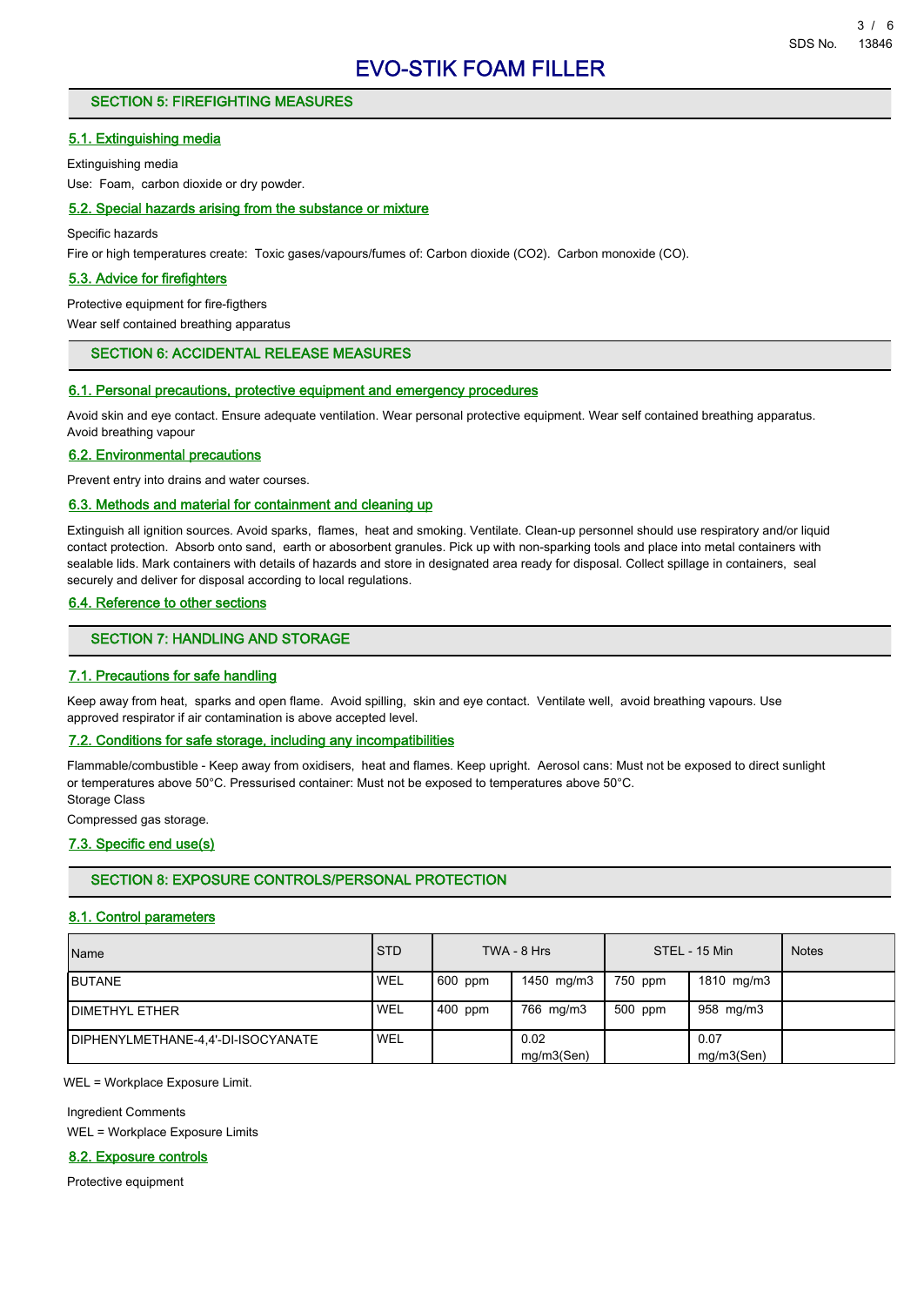# EVO-STIK FOAM FILLER

## SECTION 5: FIREFIGHTING MEASURES

### 5.1. Extinguishing media

Extinguishing media

Use: Foam, carbon dioxide or dry powder.

### 5.2. Special hazards arising from the substance or mixture

Specific hazards

Fire or high temperatures create: Toxic gases/vapours/fumes of: Carbon dioxide ($CO_2$). Carbon monoxide (CO).

### 5.3. Advice for firefighters

Protective equipment for fire-figthers

Wear self contained breathing apparatus

## SECTION 6: ACCIDENTAL RELEASE MEASURES

### 6.1. Personal precautions, protective equipment and emergency procedures

Avoid skin and eye contact. Ensure adequate ventilation. Wear personal protective equipment. Wear self contained breathing apparatus. Avoid breathing vapour

### 6.2. Environmental precautions

Prevent entry into drains and water courses.

### 6.3. Methods and material for containment and cleaning up

Extinguish all ignition sources. Avoid sparks, flames, heat and smoking. Ventilate. Clean-up personnel should use respiratory and/or liquid contact protection. Absorb onto sand, earth or abosorbent granules. Pick up with non-sparking tools and place into metal containers with sealable lids. Mark containers with details of hazards and store in designated area ready for disposal. Collect spillage in containers, seal securely and deliver for disposal according to local regulations.

### 6.4. Reference to other sections

## SECTION 7: HANDLING AND STORAGE

### 7.1. Precautions for safe handling

Keep away from heat, sparks and open flame. Avoid spilling, skin and eye contact. Ventilate well, avoid breathing vapours. Use approved respirator if air contamination is above accepted level.

### 7.2. Conditions for safe storage, including any incompatibilities

Flammable/combustible - Keep away from oxidisers, heat and flames. Keep upright. Aerosol cans: Must not be exposed to direct sunlight or temperatures above 50°C. Pressurised container: Must not be exposed to temperatures above 50°C.

Storage Class

Compressed gas storage.

### 7.3. Specific end use(s)

## SECTION 8: EXPOSURE CONTROLS/PERSONAL PROTECTION

### 8.1. Control parameters

| Name | STD | TWA - 8 Hrs | | STEL - 15 Min | | Notes |
|---|---|---|---|---|---|---|
| BUTANE | WEL | 600 ppm | 1450 mg/m3 | 750 ppm | 1810 mg/m3 | |
| DIMETHYL ETHER | WEL | 400 ppm | 766 mg/m3 | 500 ppm | 958 mg/m3 | |
| DIPHENYLMETHANE-4,4'-DI-ISOCYANATE | WEL | | 0.02 mg/m3(Sen) | | 0.07 mg/m3(Sen) | |

WEL = Workplace Exposure Limit.

Ingredient Comments

WEL = Workplace Exposure Limits

### 8.2. Exposure controls

Protective equipment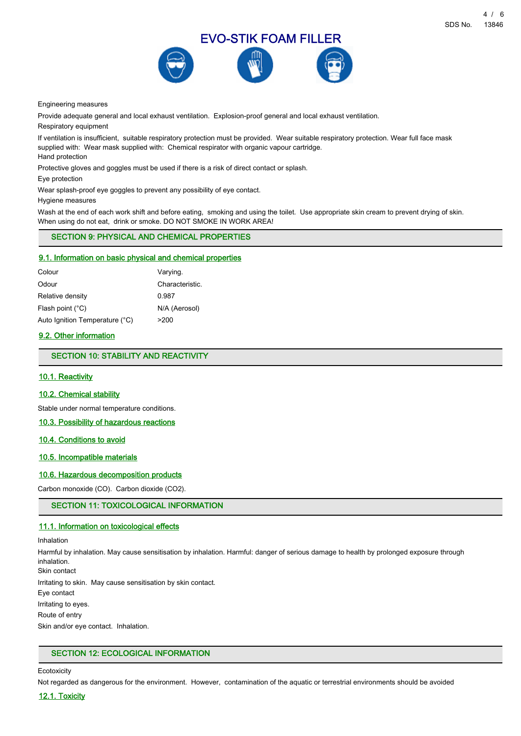Engineering measures

Provide adequate general and local exhaust ventilation. Explosion-proof general and local exhaust ventilation.

Respiratory equipment

If ventilation is insufficient, suitable respiratory protection must be provided. Wear suitable respiratory protection. Wear full face mask supplied with: Wear mask supplied with: Chemical respirator with organic vapour cartridge.

Hand protection

Protective gloves and goggles must be used if there is a risk of direct contact or splash.

Eye protection

Wear splash-proof eye goggles to prevent any possibility of eye contact.

Hygiene measures

Wash at the end of each work shift and before eating, smoking and using the toilet. Use appropriate skin cream to prevent drying of skin. When using do not eat, drink or smoke. DO NOT SMOKE IN WORK AREA!

## SECTION 9: PHYSICAL AND CHEMICAL PROPERTIES

### 9.1. Information on basic physical and chemical properties

| | |
|---|---|
| Colour | Varying. |
| Odour | Characteristic. |
| Relative density | 0.987 |
| Flash point (°C) | N/A (Aerosol) |
| Auto Ignition Temperature (°C) | >200 |

### 9.2. Other information

## SECTION 10: STABILITY AND REACTIVITY

### 10.1. Reactivity

### 10.2. Chemical stability

Stable under normal temperature conditions.

### 10.3. Possibility of hazardous reactions

### 10.4. Conditions to avoid

### 10.5. Incompatible materials

### 10.6. Hazardous decomposition products

Carbon monoxide (CO). Carbon dioxide ($CO_2$).

## SECTION 11: TOXICOLOGICAL INFORMATION

### 11.1. Information on toxicological effects

Inhalation

Harmful by inhalation. May cause sensitisation by inhalation. Harmful: danger of serious damage to health by prolonged exposure through inhalation.

Skin contact

Irritating to skin. May cause sensitisation by skin contact.

Eye contact

Irritating to eyes.

Route of entry

Skin and/or eye contact. Inhalation.

## SECTION 12: ECOLOGICAL INFORMATION

Ecotoxicity

Not regarded as dangerous for the environment. However, contamination of the aquatic or terrestrial environments should be avoided

### 12.1. Toxicity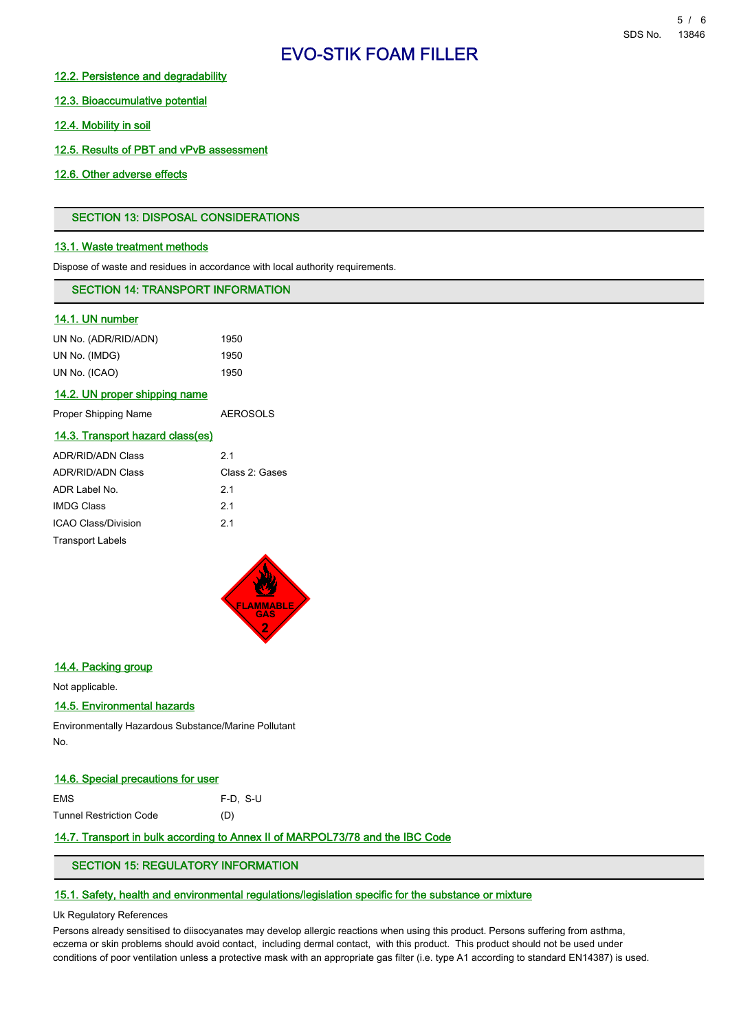# EVO-STIK FOAM FILLER

### 12.2. Persistence and degradability

### 12.3. Bioaccumulative potential

### 12.4. Mobility in soil

### 12.5. Results of PBT and vPvB assessment

### 12.6. Other adverse effects

## SECTION 13: DISPOSAL CONSIDERATIONS

### 13.1. Waste treatment methods

Dispose of waste and residues in accordance with local authority requirements.

## SECTION 14: TRANSPORT INFORMATION

### 14.1. UN number

| | |
|---|---|
| UN No. (ADR/RID/ADN) | 1950 |
| UN No. (IMDG) | 1950 |
| UN No. (ICAO) | 1950 |

### 14.2. UN proper shipping name

| | |
|---|---|
| Proper Shipping Name | AEROSOLS |

### 14.3. Transport hazard class(es)

| | |
|---|---|
| ADR/RID/ADN Class | 2.1 |
| ADR/RID/ADN Class | Class 2: Gases |
| ADR Label No. | 2.1 |
| IMDG Class | 2.1 |
| ICAO Class/Division | 2.1 |

Transport Labels

FLAMMABLE GAS 2

### 14.4. Packing group

Not applicable.

### 14.5. Environmental hazards

Environmentally Hazardous Substance/Marine Pollutant

No.

### 14.6. Special precautions for user

| | |
|---|---|
| EMS | F-D, S-U |
| Tunnel Restriction Code | (D) |

### 14.7. Transport in bulk according to Annex II of MARPOL73/78 and the IBC Code

## SECTION 15: REGULATORY INFORMATION

### 15.1. Safety, health and environmental regulations/legislation specific for the substance or mixture

Uk Regulatory References

Persons already sensitised to diisocyanates may develop allergic reactions when using this product. Persons suffering from asthma, eczema or skin problems should avoid contact, including dermal contact, with this product. This product should not be used under conditions of poor ventilation unless a protective mask with an appropriate gas filter (i.e. type A1 according to standard EN14387) is used.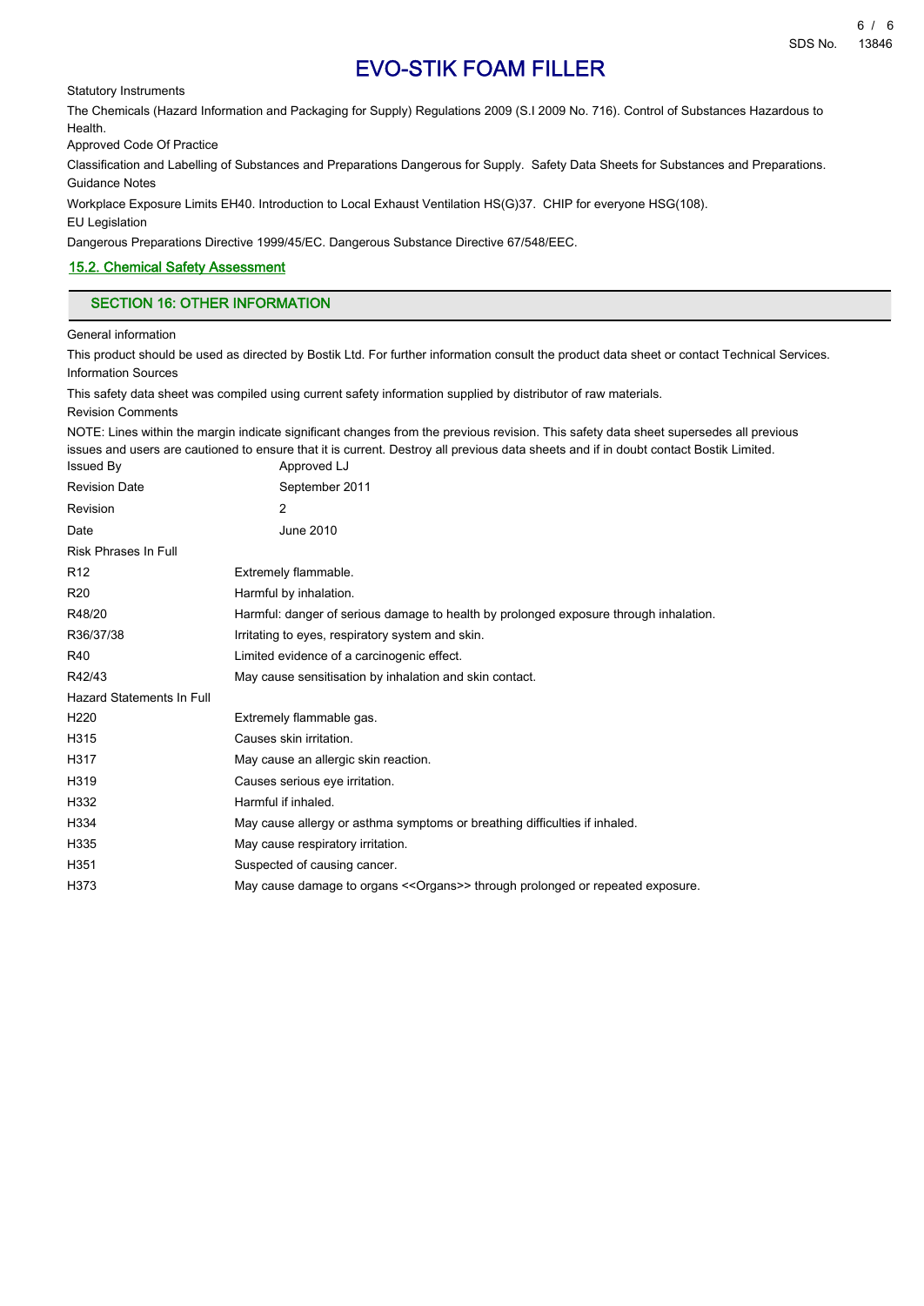Statutory Instruments

The Chemicals (Hazard Information and Packaging for Supply) Regulations 2009 (S.I 2009 No. 716). Control of Substances Hazardous to Health.

Approved Code Of Practice

Classification and Labelling of Substances and Preparations Dangerous for Supply. Safety Data Sheets for Substances and Preparations.

Guidance Notes

Workplace Exposure Limits EH40. Introduction to Local Exhaust Ventilation HS(G)37. CHIP for everyone HSG(108).

EU Legislation

Dangerous Preparations Directive 1999/45/EC. Dangerous Substance Directive 67/548/EEC.

### 15.2. Chemical Safety Assessment

## SECTION 16: OTHER INFORMATION

General information

This product should be used as directed by Bostik Ltd. For further information consult the product data sheet or contact Technical Services.

Information Sources

This safety data sheet was compiled using current safety information supplied by distributor of raw materials.

Revision Comments

NOTE: Lines within the margin indicate significant changes from the previous revision. This safety data sheet supersedes all previous issues and users are cautioned to ensure that it is current. Destroy all previous data sheets and if in doubt contact Bostik Limited.

| | |
|---|---|
| Issued By | Approved LJ |
| Revision Date | September 2011 |
| Revision | 2 |
| Date | June 2010 |

Risk Phrases In Full

| | |
|---|---|
| R12 | Extremely flammable. |
| R20 | Harmful by inhalation. |
| R48/20 | Harmful: danger of serious damage to health by prolonged exposure through inhalation. |
| R36/37/38 | Irritating to eyes, respiratory system and skin. |
| R40 | Limited evidence of a carcinogenic effect. |
| R42/43 | May cause sensitisation by inhalation and skin contact. |

Hazard Statements In Full

| | |
|---|---|
| H220 | Extremely flammable gas. |
| H315 | Causes skin irritation. |
| H317 | May cause an allergic skin reaction. |
| H319 | Causes serious eye irritation. |
| H332 | Harmful if inhaled. |
| H334 | May cause allergy or asthma symptoms or breathing difficulties if inhaled. |
| H335 | May cause respiratory irritation. |
| H351 | Suspected of causing cancer. |
| H373 | May cause damage to organs <<Organs>> through prolonged or repeated exposure. |